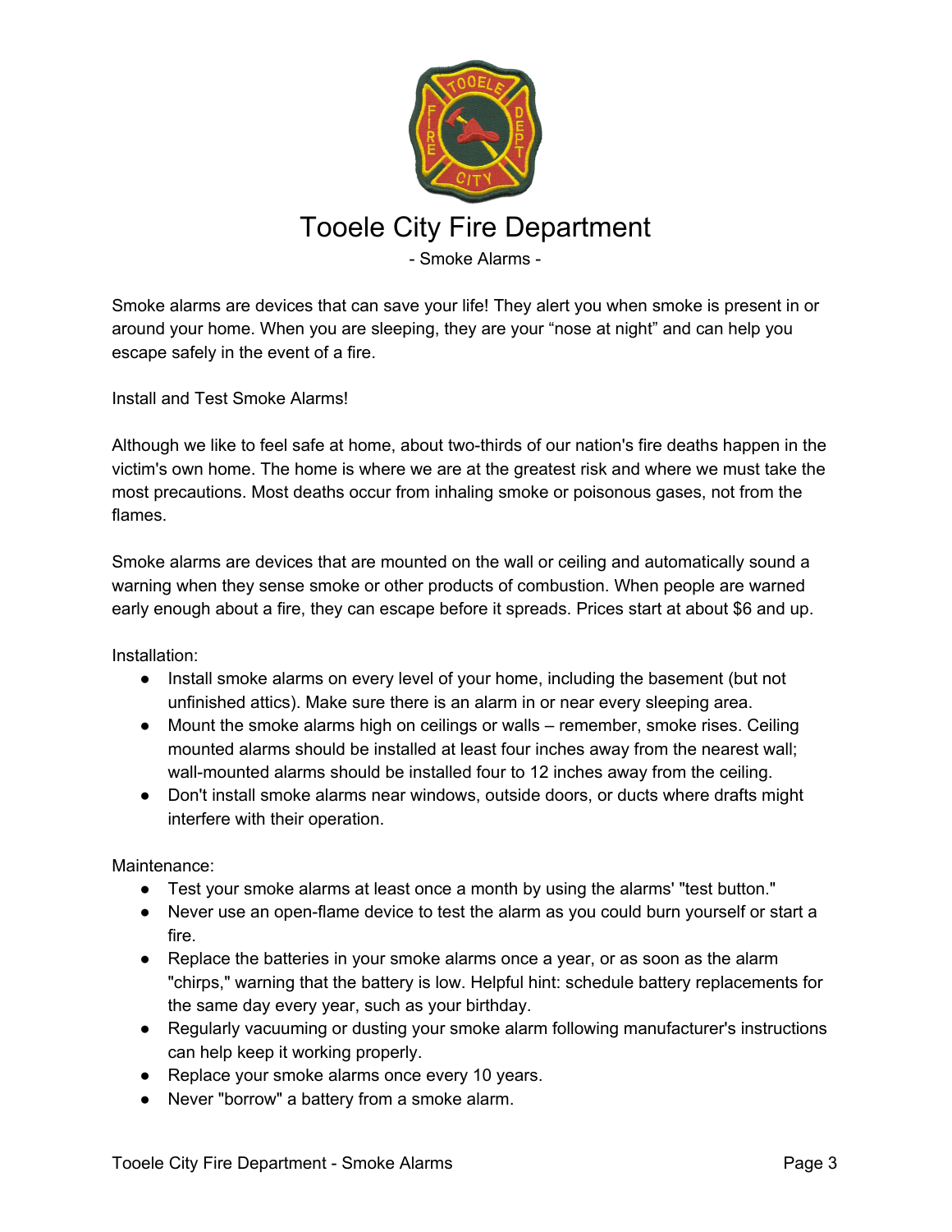# Tooele City Fire Department

- Smoke Alarms -

Smoke alarms are devices that can save your life! They alert you when smoke is present in or around your home. When you are sleeping, they are your “nose at night” and can help you escape safely in the event of a fire.

Install and Test Smoke Alarms!

Although we like to feel safe at home, about two-thirds of our nation's fire deaths happen in the victim's own home. The home is where we are at the greatest risk and where we must take the most precautions. Most deaths occur from inhaling smoke or poisonous gases, not from the flames.

Smoke alarms are devices that are mounted on the wall or ceiling and automatically sound a warning when they sense smoke or other products of combustion. When people are warned early enough about a fire, they can escape before it spreads. Prices start at about $6 and up.

Installation:

- Install smoke alarms on every level of your home, including the basement (but not unfinished attics). Make sure there is an alarm in or near every sleeping area.
- Mount the smoke alarms high on ceilings or walls – remember, smoke rises. Ceiling mounted alarms should be installed at least four inches away from the nearest wall; wall-mounted alarms should be installed four to 12 inches away from the ceiling.
- Don't install smoke alarms near windows, outside doors, or ducts where drafts might interfere with their operation.

Maintenance:

- Test your smoke alarms at least once a month by using the alarms' "test button."
- Never use an open-flame device to test the alarm as you could burn yourself or start a fire.
- Replace the batteries in your smoke alarms once a year, or as soon as the alarm "chirps," warning that the battery is low. Helpful hint: schedule battery replacements for the same day every year, such as your birthday.
- Regularly vacuuming or dusting your smoke alarm following manufacturer's instructions can help keep it working properly.
- Replace your smoke alarms once every 10 years.
- Never "borrow" a battery from a smoke alarm.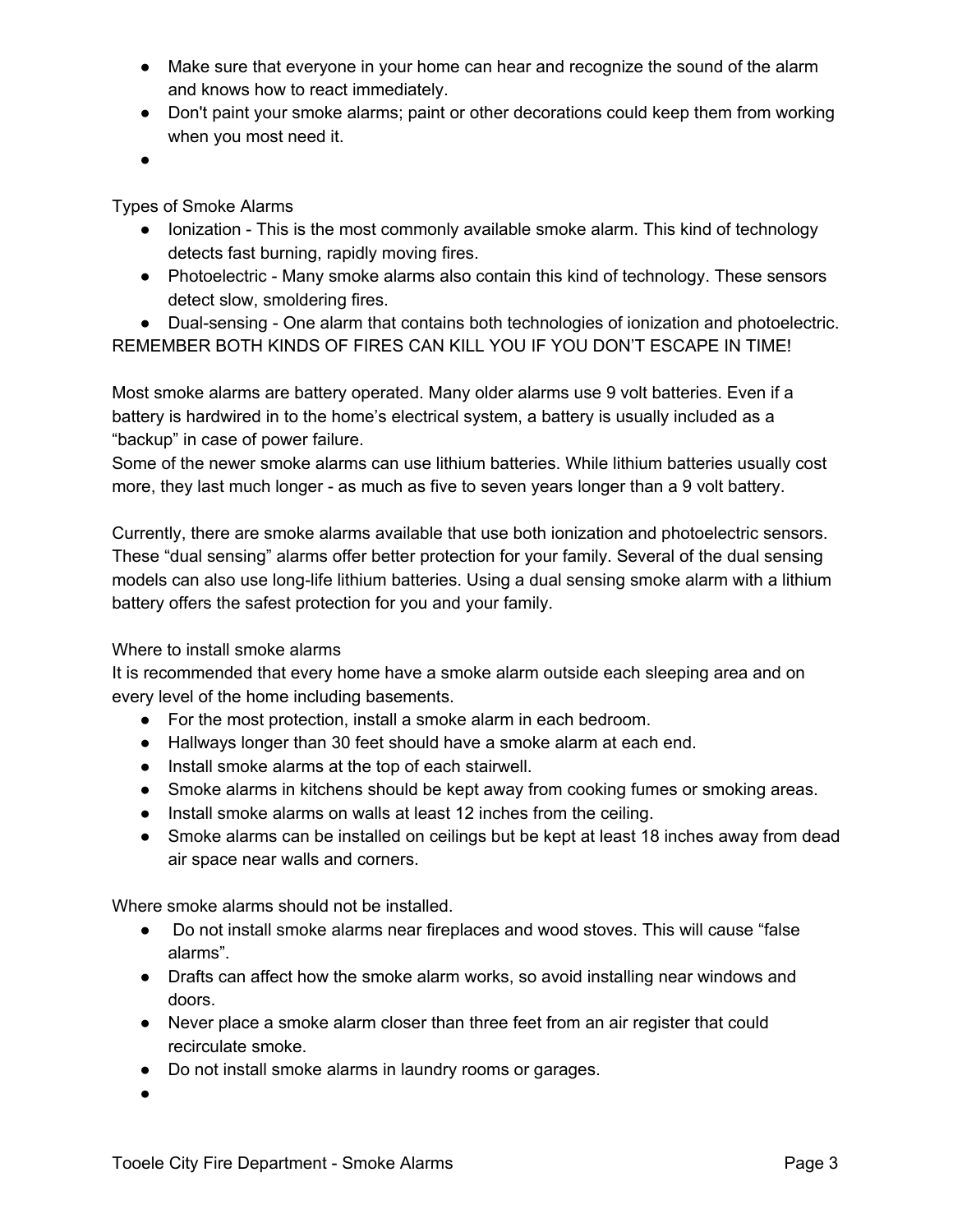- Make sure that everyone in your home can hear and recognize the sound of the alarm and knows how to react immediately.
- Don't paint your smoke alarms; paint or other decorations could keep them from working when you most need it.

Types of Smoke Alarms

- Ionization - This is the most commonly available smoke alarm. This kind of technology detects fast burning, rapidly moving fires.
- Photoelectric - Many smoke alarms also contain this kind of technology. These sensors detect slow, smoldering fires.
- Dual-sensing - One alarm that contains both technologies of ionization and photoelectric.

REMEMBER BOTH KINDS OF FIRES CAN KILL YOU IF YOU DON'T ESCAPE IN TIME!

Most smoke alarms are battery operated. Many older alarms use 9 volt batteries. Even if a battery is hardwired in to the home's electrical system, a battery is usually included as a "backup" in case of power failure.

Some of the newer smoke alarms can use lithium batteries. While lithium batteries usually cost more, they last much longer - as much as five to seven years longer than a 9 volt battery.

Currently, there are smoke alarms available that use both ionization and photoelectric sensors. These "dual sensing" alarms offer better protection for your family. Several of the dual sensing models can also use long-life lithium batteries. Using a dual sensing smoke alarm with a lithium battery offers the safest protection for you and your family.

Where to install smoke alarms

It is recommended that every home have a smoke alarm outside each sleeping area and on every level of the home including basements.

- For the most protection, install a smoke alarm in each bedroom.
- Hallways longer than 30 feet should have a smoke alarm at each end.
- Install smoke alarms at the top of each stairwell.
- Smoke alarms in kitchens should be kept away from cooking fumes or smoking areas.
- Install smoke alarms on walls at least 12 inches from the ceiling.
- Smoke alarms can be installed on ceilings but be kept at least 18 inches away from dead air space near walls and corners.

Where smoke alarms should not be installed.

- Do not install smoke alarms near fireplaces and wood stoves. This will cause "false alarms".
- Drafts can affect how the smoke alarm works, so avoid installing near windows and doors.
- Never place a smoke alarm closer than three feet from an air register that could recirculate smoke.
- Do not install smoke alarms in laundry rooms or garages.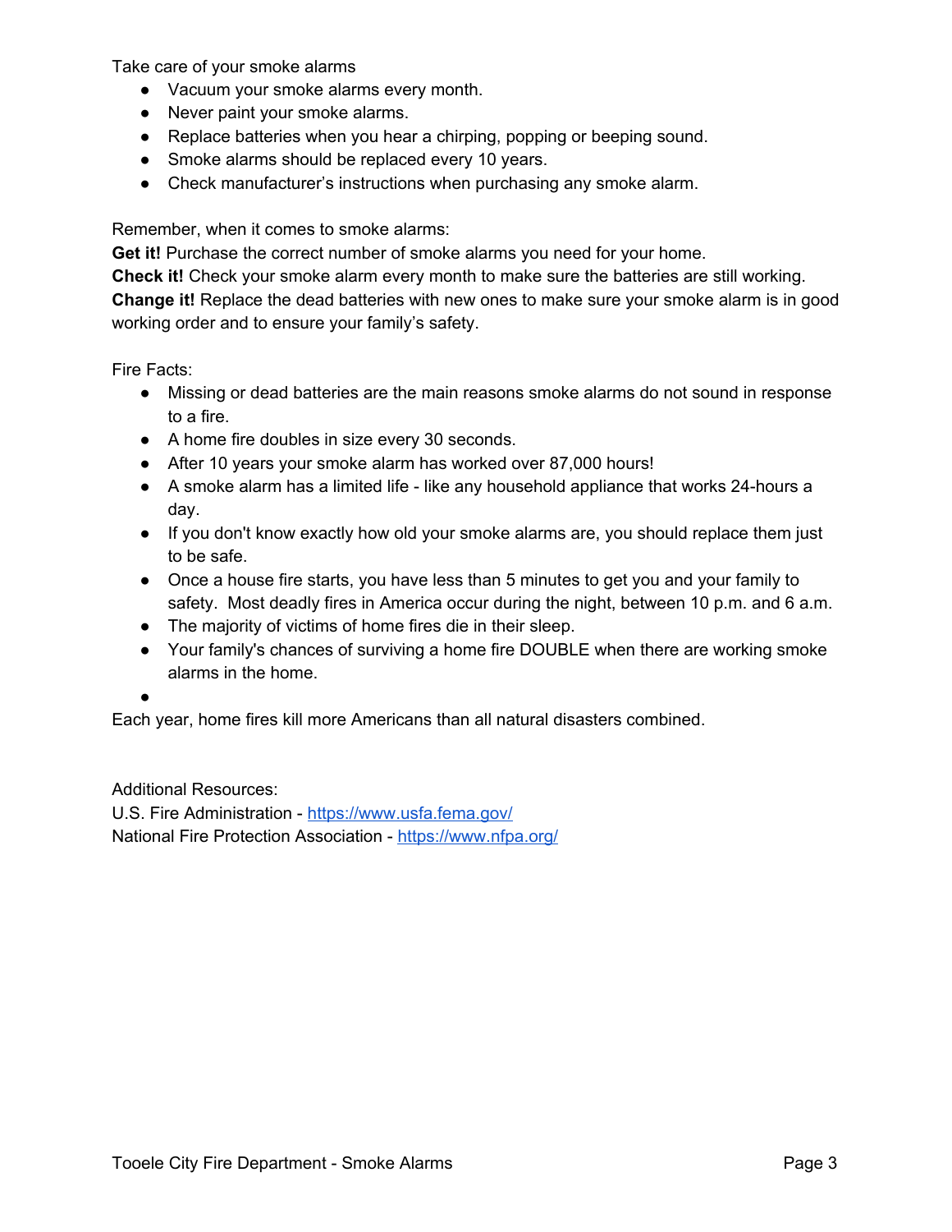Take care of your smoke alarms

- Vacuum your smoke alarms every month.
- Never paint your smoke alarms.
- Replace batteries when you hear a chirping, popping or beeping sound.
- Smoke alarms should be replaced every 10 years.
- Check manufacturer's instructions when purchasing any smoke alarm.

Remember, when it comes to smoke alarms:

**Get it!** Purchase the correct number of smoke alarms you need for your home.

**Check it!** Check your smoke alarm every month to make sure the batteries are still working.

**Change it!** Replace the dead batteries with new ones to make sure your smoke alarm is in good working order and to ensure your family's safety.

Fire Facts:

- Missing or dead batteries are the main reasons smoke alarms do not sound in response to a fire.
- A home fire doubles in size every 30 seconds.
- After 10 years your smoke alarm has worked over 87,000 hours!
- A smoke alarm has a limited life - like any household appliance that works 24-hours a day.
- If you don't know exactly how old your smoke alarms are, you should replace them just to be safe.
- Once a house fire starts, you have less than 5 minutes to get you and your family to safety. Most deadly fires in America occur during the night, between 10 p.m. and 6 a.m.
- The majority of victims of home fires die in their sleep.
- Your family's chances of surviving a home fire DOUBLE when there are working smoke alarms in the home.
-

Each year, home fires kill more Americans than all natural disasters combined.

Additional Resources:

U.S. Fire Administration - https://www.usfa.fema.gov/

National Fire Protection Association - https://www.nfpa.org/